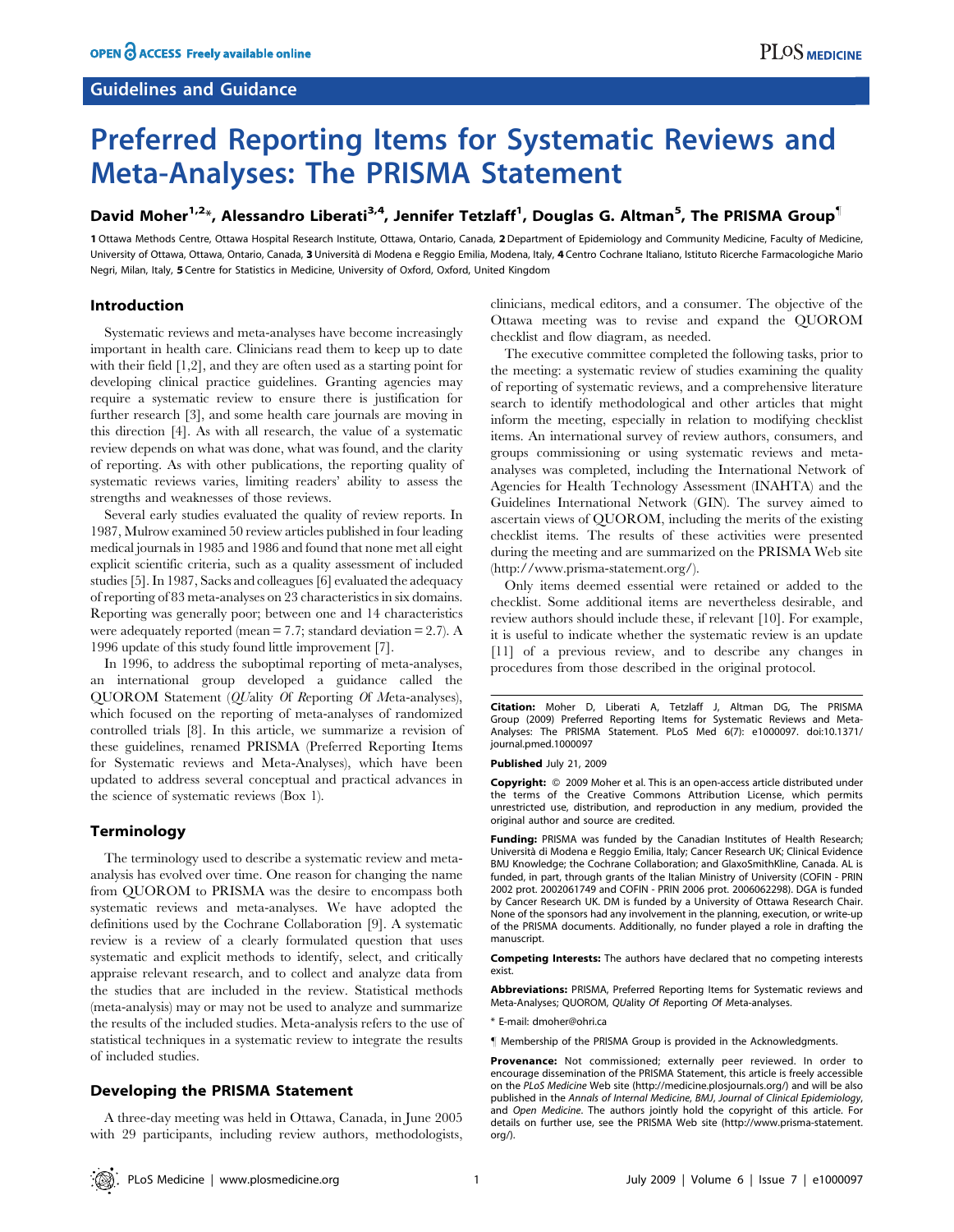Guidelines and Guidance

# Preferred Reporting Items for Systematic Reviews and Meta-Analyses: The PRISMA Statement

**David Moher[1,2]*, Alessandro Liberati[3,4], Jennifer Tetzlaff[1], Douglas G. Altman[5], The PRISMA Group[¶]**

**1** Ottawa Methods Centre, Ottawa Hospital Research Institute, Ottawa, Ontario, Canada, **2** Department of Epidemiology and Community Medicine, Faculty of Medicine, University of Ottawa, Ottawa, Ontario, Canada, **3** Università di Modena e Reggio Emilia, Modena, Italy, **4** Centro Cochrane Italiano, Istituto Ricerche Farmacologiche Mario Negri, Milan, Italy, **5** Centre for Statistics in Medicine, University of Oxford, Oxford, United Kingdom

## Introduction

Systematic reviews and meta-analyses have become increasingly important in health care. Clinicians read them to keep up to date with their field [1,2], and they are often used as a starting point for developing clinical practice guidelines. Granting agencies may require a systematic review to ensure there is justification for further research [3], and some health care journals are moving in this direction [4]. As with all research, the value of a systematic review depends on what was done, what was found, and the clarity of reporting. As with other publications, the reporting quality of systematic reviews varies, limiting readers' ability to assess the strengths and weaknesses of those reviews.

Several early studies evaluated the quality of review reports. In 1987, Mulrow examined 50 review articles published in four leading medical journals in 1985 and 1986 and found that none met all eight explicit scientific criteria, such as a quality assessment of included studies [5]. In 1987, Sacks and colleagues [6] evaluated the adequacy of reporting of 83 meta-analyses on 23 characteristics in six domains. Reporting was generally poor; between one and 14 characteristics were adequately reported (mean = 7.7; standard deviation = 2.7). A 1996 update of this study found little improvement [7].

In 1996, to address the suboptimal reporting of meta-analyses, an international group developed a guidance called the QUOROM Statement (*QU*ality *O*f *R*eporting *O*f *M*eta-analyses), which focused on the reporting of meta-analyses of randomized controlled trials [8]. In this article, we summarize a revision of these guidelines, renamed PRISMA (Preferred Reporting Items for Systematic reviews and Meta-Analyses), which have been updated to address several conceptual and practical advances in the science of systematic reviews (Box 1).

## Terminology

The terminology used to describe a systematic review and meta-analysis has evolved over time. One reason for changing the name from QUOROM to PRISMA was the desire to encompass both systematic reviews and meta-analyses. We have adopted the definitions used by the Cochrane Collaboration [9]. A systematic review is a review of a clearly formulated question that uses systematic and explicit methods to identify, select, and critically appraise relevant research, and to collect and analyze data from the studies that are included in the review. Statistical methods (meta-analysis) may or may not be used to analyze and summarize the results of the included studies. Meta-analysis refers to the use of statistical techniques in a systematic review to integrate the results of included studies.

## Developing the PRISMA Statement

A three-day meeting was held in Ottawa, Canada, in June 2005 with 29 participants, including review authors, methodologists, clinicians, medical editors, and a consumer. The objective of the Ottawa meeting was to revise and expand the QUOROM checklist and flow diagram, as needed.

The executive committee completed the following tasks, prior to the meeting: a systematic review of studies examining the quality of reporting of systematic reviews, and a comprehensive literature search to identify methodological and other articles that might inform the meeting, especially in relation to modifying checklist items. An international survey of review authors, consumers, and groups commissioning or using systematic reviews and meta-analyses was completed, including the International Network of Agencies for Health Technology Assessment (INAHTA) and the Guidelines International Network (GIN). The survey aimed to ascertain views of QUOROM, including the merits of the existing checklist items. The results of these activities were presented during the meeting and are summarized on the PRISMA Web site (http://www.prisma-statement.org/).

Only items deemed essential were retained or added to the checklist. Some additional items are nevertheless desirable, and review authors should include these, if relevant [10]. For example, it is useful to indicate whether the systematic review is an update [11] of a previous review, and to describe any changes in procedures from those described in the original protocol.

---

**Citation:** Moher D, Liberati A, Tetzlaff J, Altman DG, The PRISMA Group (2009) Preferred Reporting Items for Systematic Reviews and Meta-Analyses: The PRISMA Statement. PLoS Med 6(7): e1000097. doi:10.1371/journal.pmed.1000097

**Published** July 21, 2009

**Copyright:** © 2009 Moher et al. This is an open-access article distributed under the terms of the Creative Commons Attribution License, which permits unrestricted use, distribution, and reproduction in any medium, provided the original author and source are credited.

**Funding:** PRISMA was funded by the Canadian Institutes of Health Research; Università di Modena e Reggio Emilia, Italy; Cancer Research UK; Clinical Evidence BMJ Knowledge; the Cochrane Collaboration; and GlaxoSmithKline, Canada. AL is funded, in part, through grants of the Italian Ministry of University (COFIN - PRIN 2002 prot. 2002061749 and COFIN - PRIN 2006 prot. 2006062298). DGA is funded by Cancer Research UK. DM is funded by a University of Ottawa Research Chair. None of the sponsors had any involvement in the planning, execution, or write-up of the PRISMA documents. Additionally, no funder played a role in drafting the manuscript.

**Competing Interests:** The authors have declared that no competing interests exist.

**Abbreviations:** PRISMA, Preferred Reporting Items for Systematic reviews and Meta-Analyses; QUOROM, *QU*ality *O*f *R*eporting *O*f *M*eta-analyses.

* E-mail: dmoher@ohri.ca

¶ Membership of the PRISMA Group is provided in the Acknowledgments.

**Provenance:** Not commissioned; externally peer reviewed. In order to encourage dissemination of the PRISMA Statement, this article is freely accessible on the *PLoS Medicine* Web site (http://medicine.plosjournals.org/) and will be also published in the *Annals of Internal Medicine*, *BMJ*, *Journal of Clinical Epidemiology*, and *Open Medicine*. The authors jointly hold the copyright of this article. For details on further use, see the PRISMA Web site (http://www.prisma-statement.org/).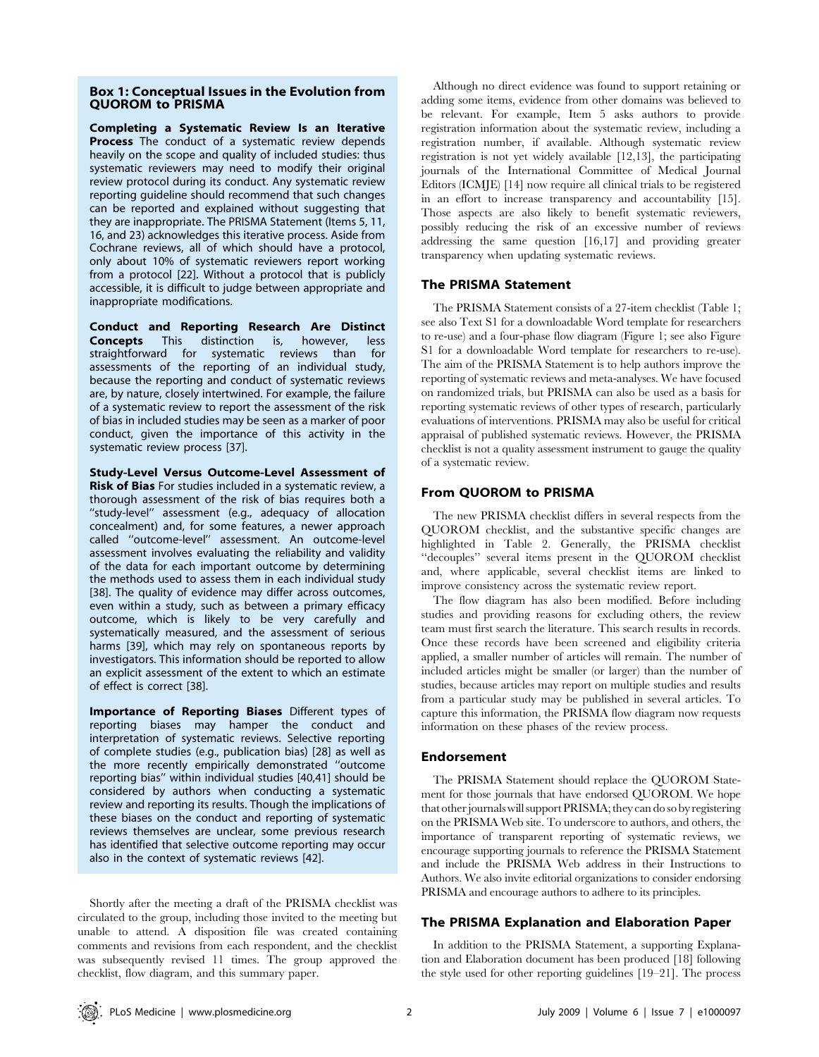### Box 1: Conceptual Issues in the Evolution from QUOROM to PRISMA

**Completing a Systematic Review Is an Iterative Process** The conduct of a systematic review depends heavily on the scope and quality of included studies: thus systematic reviewers may need to modify their original review protocol during its conduct. Any systematic review reporting guideline should recommend that such changes can be reported and explained without suggesting that they are inappropriate. The PRISMA Statement (Items 5, 11, 16, and 23) acknowledges this iterative process. Aside from Cochrane reviews, all of which should have a protocol, only about 10% of systematic reviewers report working from a protocol [22]. Without a protocol that is publicly accessible, it is difficult to judge between appropriate and inappropriate modifications.

**Conduct and Reporting Research Are Distinct Concepts** This distinction is, however, less straightforward for systematic reviews than for assessments of the reporting of an individual study, because the reporting and conduct of systematic reviews are, by nature, closely intertwined. For example, the failure of a systematic review to report the assessment of the risk of bias in included studies may be seen as a marker of poor conduct, given the importance of this activity in the systematic review process [37].

**Study-Level Versus Outcome-Level Assessment of Risk of Bias** For studies included in a systematic review, a thorough assessment of the risk of bias requires both a ''study-level'' assessment (e.g., adequacy of allocation concealment) and, for some features, a newer approach called ''outcome-level'' assessment. An outcome-level assessment involves evaluating the reliability and validity of the data for each important outcome by determining the methods used to assess them in each individual study [38]. The quality of evidence may differ across outcomes, even within a study, such as between a primary efficacy outcome, which is likely to be very carefully and systematically measured, and the assessment of serious harms [39], which may rely on spontaneous reports by investigators. This information should be reported to allow an explicit assessment of the extent to which an estimate of effect is correct [38].

**Importance of Reporting Biases** Different types of reporting biases may hamper the conduct and interpretation of systematic reviews. Selective reporting of complete studies (e.g., publication bias) [28] as well as the more recently empirically demonstrated ''outcome reporting bias'' within individual studies [40,41] should be considered by authors when conducting a systematic review and reporting its results. Though the implications of these biases on the conduct and reporting of systematic reviews themselves are unclear, some previous research has identified that selective outcome reporting may occur also in the context of systematic reviews [42].

Shortly after the meeting a draft of the PRISMA checklist was circulated to the group, including those invited to the meeting but unable to attend. A disposition file was created containing comments and revisions from each respondent, and the checklist was subsequently revised 11 times. The group approved the checklist, flow diagram, and this summary paper.

Although no direct evidence was found to support retaining or adding some items, evidence from other domains was believed to be relevant. For example, Item 5 asks authors to provide registration information about the systematic review, including a registration number, if available. Although systematic review registration is not yet widely available [12,13], the participating journals of the International Committee of Medical Journal Editors (ICMJE) [14] now require all clinical trials to be registered in an effort to increase transparency and accountability [15]. Those aspects are also likely to benefit systematic reviewers, possibly reducing the risk of an excessive number of reviews addressing the same question [16,17] and providing greater transparency when updating systematic reviews.

## The PRISMA Statement

The PRISMA Statement consists of a 27-item checklist (Table 1; see also Text S1 for a downloadable Word template for researchers to re-use) and a four-phase flow diagram (Figure 1; see also Figure S1 for a downloadable Word template for researchers to re-use). The aim of the PRISMA Statement is to help authors improve the reporting of systematic reviews and meta-analyses. We have focused on randomized trials, but PRISMA can also be used as a basis for reporting systematic reviews of other types of research, particularly evaluations of interventions. PRISMA may also be useful for critical appraisal of published systematic reviews. However, the PRISMA checklist is not a quality assessment instrument to gauge the quality of a systematic review.

## From QUOROM to PRISMA

The new PRISMA checklist differs in several respects from the QUOROM checklist, and the substantive specific changes are highlighted in Table 2. Generally, the PRISMA checklist ''decouples'' several items present in the QUOROM checklist and, where applicable, several checklist items are linked to improve consistency across the systematic review report.

The flow diagram has also been modified. Before including studies and providing reasons for excluding others, the review team must first search the literature. This search results in records. Once these records have been screened and eligibility criteria applied, a smaller number of articles will remain. The number of included articles might be smaller (or larger) than the number of studies, because articles may report on multiple studies and results from a particular study may be published in several articles. To capture this information, the PRISMA flow diagram now requests information on these phases of the review process.

## Endorsement

The PRISMA Statement should replace the QUOROM Statement for those journals that have endorsed QUOROM. We hope that other journals will support PRISMA; they can do so by registering on the PRISMA Web site. To underscore to authors, and others, the importance of transparent reporting of systematic reviews, we encourage supporting journals to reference the PRISMA Statement and include the PRISMA Web address in their Instructions to Authors. We also invite editorial organizations to consider endorsing PRISMA and encourage authors to adhere to its principles.

## The PRISMA Explanation and Elaboration Paper

In addition to the PRISMA Statement, a supporting Explanation and Elaboration document has been produced [18] following the style used for other reporting guidelines [19–21]. The process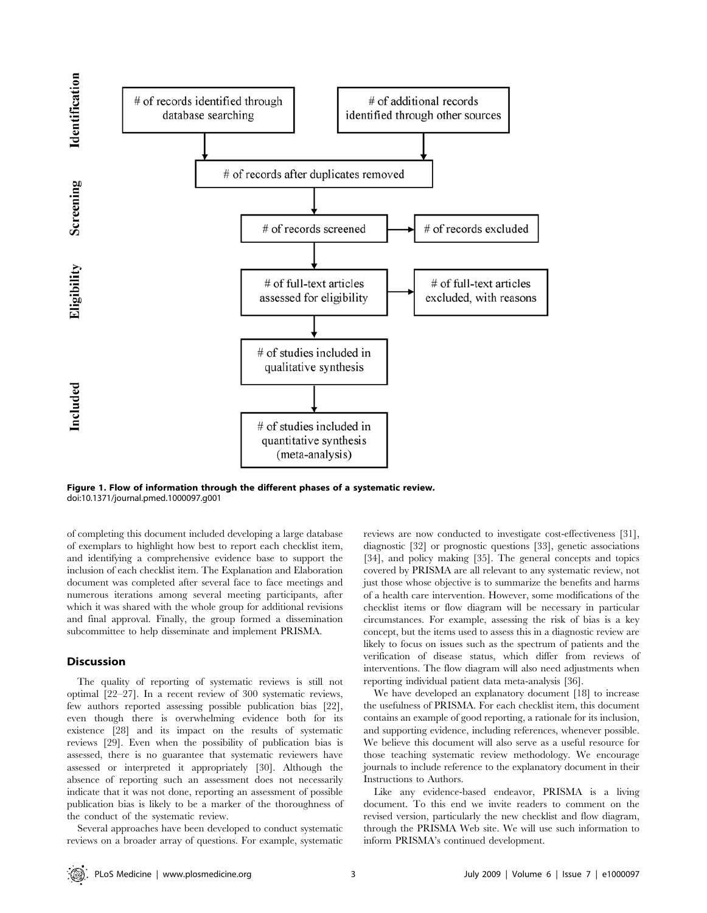Identification

# of records identified through database searching

# of additional records identified through other sources

# of records after duplicates removed

Screening

# of records screened

# of records excluded

Eligibility

# of full-text articles assessed for eligibility

# of full-text articles excluded, with reasons

Included

# of studies included in qualitative synthesis

# of studies included in quantitative synthesis (meta-analysis)

**Figure 1. Flow of information through the different phases of a systematic review.**
doi:10.1371/journal.pmed.1000097.g001

of completing this document included developing a large database of exemplars to highlight how best to report each checklist item, and identifying a comprehensive evidence base to support the inclusion of each checklist item. The Explanation and Elaboration document was completed after several face to face meetings and numerous iterations among several meeting participants, after which it was shared with the whole group for additional revisions and final approval. Finally, the group formed a dissemination subcommittee to help disseminate and implement PRISMA.

## Discussion

The quality of reporting of systematic reviews is still not optimal [22–27]. In a recent review of 300 systematic reviews, few authors reported assessing possible publication bias [22], even though there is overwhelming evidence both for its existence [28] and its impact on the results of systematic reviews [29]. Even when the possibility of publication bias is assessed, there is no guarantee that systematic reviewers have assessed or interpreted it appropriately [30]. Although the absence of reporting such an assessment does not necessarily indicate that it was not done, reporting an assessment of possible publication bias is likely to be a marker of the thoroughness of the conduct of the systematic review.

Several approaches have been developed to conduct systematic reviews on a broader array of questions. For example, systematic reviews are now conducted to investigate cost-effectiveness [31], diagnostic [32] or prognostic questions [33], genetic associations [34], and policy making [35]. The general concepts and topics covered by PRISMA are all relevant to any systematic review, not just those whose objective is to summarize the benefits and harms of a health care intervention. However, some modifications of the checklist items or flow diagram will be necessary in particular circumstances. For example, assessing the risk of bias is a key concept, but the items used to assess this in a diagnostic review are likely to focus on issues such as the spectrum of patients and the verification of disease status, which differ from reviews of interventions. The flow diagram will also need adjustments when reporting individual patient data meta-analysis [36].

We have developed an explanatory document [18] to increase the usefulness of PRISMA. For each checklist item, this document contains an example of good reporting, a rationale for its inclusion, and supporting evidence, including references, whenever possible. We believe this document will also serve as a useful resource for those teaching systematic review methodology. We encourage journals to include reference to the explanatory document in their Instructions to Authors.

Like any evidence-based endeavor, PRISMA is a living document. To this end we invite readers to comment on the revised version, particularly the new checklist and flow diagram, through the PRISMA Web site. We will use such information to inform PRISMA's continued development.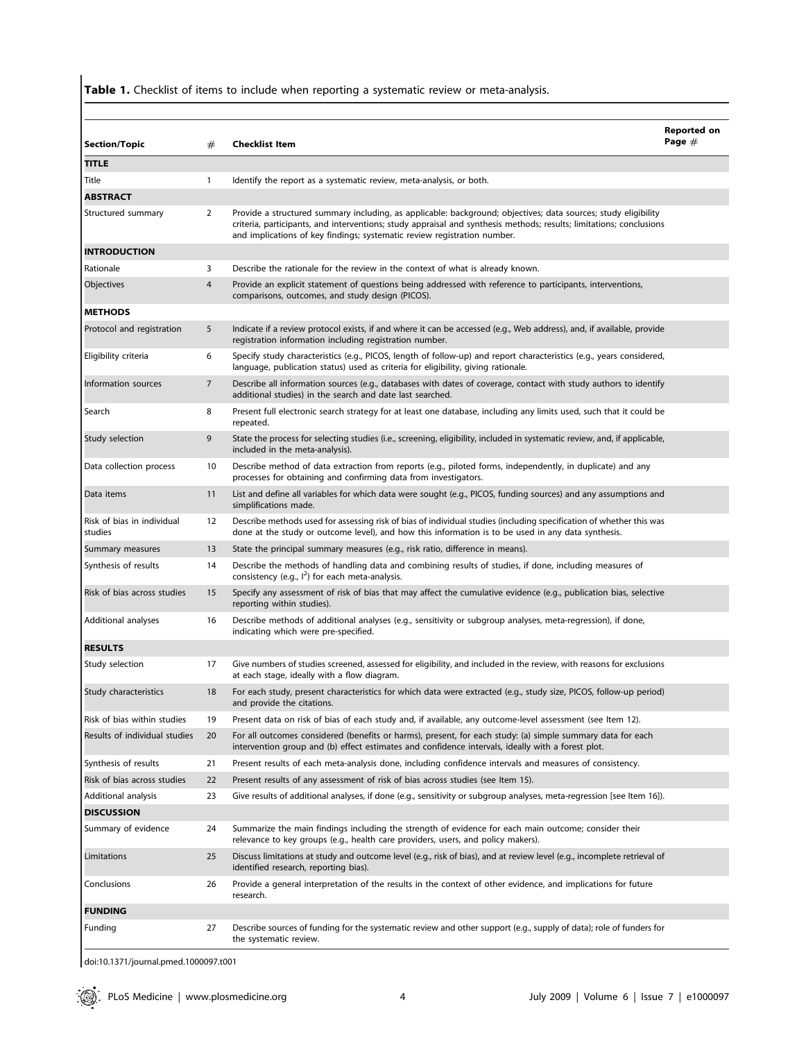**Table 1.** Checklist of items to include when reporting a systematic review or meta-analysis.

| Section/Topic | # | Checklist Item | Reported on Page # |
|---|---|---|---|
| **TITLE** | | | |
| Title | 1 | Identify the report as a systematic review, meta-analysis, or both. | |
| **ABSTRACT** | | | |
| Structured summary | 2 | Provide a structured summary including, as applicable: background; objectives; data sources; study eligibility criteria, participants, and interventions; study appraisal and synthesis methods; results; limitations; conclusions and implications of key findings; systematic review registration number. | |
| **INTRODUCTION** | | | |
| Rationale | 3 | Describe the rationale for the review in the context of what is already known. | |
| Objectives | 4 | Provide an explicit statement of questions being addressed with reference to participants, interventions, comparisons, outcomes, and study design (PICOS). | |
| **METHODS** | | | |
| Protocol and registration | 5 | Indicate if a review protocol exists, if and where it can be accessed (e.g., Web address), and, if available, provide registration information including registration number. | |
| Eligibility criteria | 6 | Specify study characteristics (e.g., PICOS, length of follow-up) and report characteristics (e.g., years considered, language, publication status) used as criteria for eligibility, giving rationale. | |
| Information sources | 7 | Describe all information sources (e.g., databases with dates of coverage, contact with study authors to identify additional studies) in the search and date last searched. | |
| Search | 8 | Present full electronic search strategy for at least one database, including any limits used, such that it could be repeated. | |
| Study selection | 9 | State the process for selecting studies (i.e., screening, eligibility, included in systematic review, and, if applicable, included in the meta-analysis). | |
| Data collection process | 10 | Describe method of data extraction from reports (e.g., piloted forms, independently, in duplicate) and any processes for obtaining and confirming data from investigators. | |
| Data items | 11 | List and define all variables for which data were sought (e.g., PICOS, funding sources) and any assumptions and simplifications made. | |
| Risk of bias in individual studies | 12 | Describe methods used for assessing risk of bias of individual studies (including specification of whether this was done at the study or outcome level), and how this information is to be used in any data synthesis. | |
| Summary measures | 13 | State the principal summary measures (e.g., risk ratio, difference in means). | |
| Synthesis of results | 14 | Describe the methods of handling data and combining results of studies, if done, including measures of consistency (e.g., $I^2$) for each meta-analysis. | |
| Risk of bias across studies | 15 | Specify any assessment of risk of bias that may affect the cumulative evidence (e.g., publication bias, selective reporting within studies). | |
| Additional analyses | 16 | Describe methods of additional analyses (e.g., sensitivity or subgroup analyses, meta-regression), if done, indicating which were pre-specified. | |
| **RESULTS** | | | |
| Study selection | 17 | Give numbers of studies screened, assessed for eligibility, and included in the review, with reasons for exclusions at each stage, ideally with a flow diagram. | |
| Study characteristics | 18 | For each study, present characteristics for which data were extracted (e.g., study size, PICOS, follow-up period) and provide the citations. | |
| Risk of bias within studies | 19 | Present data on risk of bias of each study and, if available, any outcome-level assessment (see Item 12). | |
| Results of individual studies | 20 | For all outcomes considered (benefits or harms), present, for each study: (a) simple summary data for each intervention group and (b) effect estimates and confidence intervals, ideally with a forest plot. | |
| Synthesis of results | 21 | Present results of each meta-analysis done, including confidence intervals and measures of consistency. | |
| Risk of bias across studies | 22 | Present results of any assessment of risk of bias across studies (see Item 15). | |
| Additional analysis | 23 | Give results of additional analyses, if done (e.g., sensitivity or subgroup analyses, meta-regression [see Item 16]). | |
| **DISCUSSION** | | | |
| Summary of evidence | 24 | Summarize the main findings including the strength of evidence for each main outcome; consider their relevance to key groups (e.g., health care providers, users, and policy makers). | |
| Limitations | 25 | Discuss limitations at study and outcome level (e.g., risk of bias), and at review level (e.g., incomplete retrieval of identified research, reporting bias). | |
| Conclusions | 26 | Provide a general interpretation of the results in the context of other evidence, and implications for future research. | |
| **FUNDING** | | | |
| Funding | 27 | Describe sources of funding for the systematic review and other support (e.g., supply of data); role of funders for the systematic review. | |

doi:10.1371/journal.pmed.1000097.t001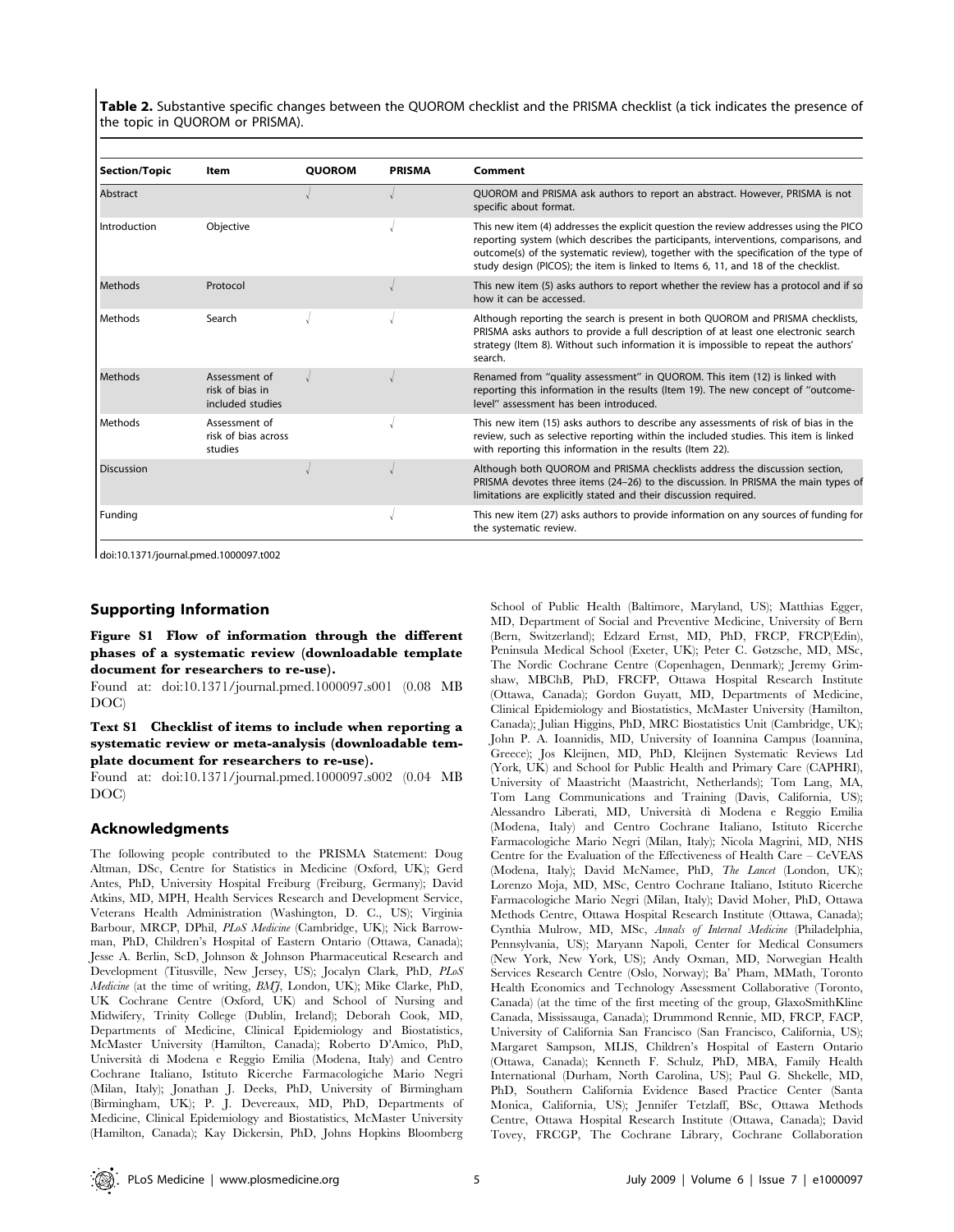**Table 2.** Substantive specific changes between the QUOROM checklist and the PRISMA checklist (a tick indicates the presence of the topic in QUOROM or PRISMA).

| Section/Topic | Item | QUOROM | PRISMA | Comment |
| --- | --- | --- | --- | --- |
| Abstract | | √ | √ | QUOROM and PRISMA ask authors to report an abstract. However, PRISMA is not specific about format. |
| Introduction | Objective | | √ | This new item (4) addresses the explicit question the review addresses using the PICO reporting system (which describes the participants, interventions, comparisons, and outcome(s) of the systematic review), together with the specification of the type of study design (PICOS); the item is linked to Items 6, 11, and 18 of the checklist. |
| Methods | Protocol | | √ | This new item (5) asks authors to report whether the review has a protocol and if so how it can be accessed. |
| Methods | Search | √ | √ | Although reporting the search is present in both QUOROM and PRISMA checklists, PRISMA asks authors to provide a full description of at least one electronic search strategy (Item 8). Without such information it is impossible to repeat the authors' search. |
| Methods | Assessment of risk of bias in included studies | √ | √ | Renamed from "quality assessment" in QUOROM. This item (12) is linked with reporting this information in the results (Item 19). The new concept of "outcome-level" assessment has been introduced. |
| Methods | Assessment of risk of bias across studies | | √ | This new item (15) asks authors to describe any assessments of risk of bias in the review, such as selective reporting within the included studies. This item is linked with reporting this information in the results (Item 22). |
| Discussion | | √ | √ | Although both QUOROM and PRISMA checklists address the discussion section, PRISMA devotes three items (24–26) to the discussion. In PRISMA the main types of limitations are explicitly stated and their discussion required. |
| Funding | | | √ | This new item (27) asks authors to provide information on any sources of funding for the systematic review. |

doi:10.1371/journal.pmed.1000097.t002

## Supporting Information

**Figure S1 Flow of information through the different phases of a systematic review (downloadable template document for researchers to re-use).**

Found at: doi:10.1371/journal.pmed.1000097.s001 (0.08 MB DOC)

**Text S1 Checklist of items to include when reporting a systematic review or meta-analysis (downloadable template document for researchers to re-use).**

Found at: doi:10.1371/journal.pmed.1000097.s002 (0.04 MB DOC)

## Acknowledgments

The following people contributed to the PRISMA Statement: Doug Altman, DSc, Centre for Statistics in Medicine (Oxford, UK); Gerd Antes, PhD, University Hospital Freiburg (Freiburg, Germany); David Atkins, MD, MPH, Health Services Research and Development Service, Veterans Health Administration (Washington, D. C., US); Virginia Barbour, MRCP, DPhil, *PLoS Medicine* (Cambridge, UK); Nick Barrowman, PhD, Children's Hospital of Eastern Ontario (Ottawa, Canada); Jesse A. Berlin, ScD, Johnson & Johnson Pharmaceutical Research and Development (Titusville, New Jersey, US); Jocalyn Clark, PhD, *PLoS Medicine* (at the time of writing, *BMJ*, London, UK); Mike Clarke, PhD, UK Cochrane Centre (Oxford, UK) and School of Nursing and Midwifery, Trinity College (Dublin, Ireland); Deborah Cook, MD, Departments of Medicine, Clinical Epidemiology and Biostatistics, McMaster University (Hamilton, Canada); Roberto D'Amico, PhD, Università di Modena e Reggio Emilia (Modena, Italy) and Centro Cochrane Italiano, Istituto Ricerche Farmacologiche Mario Negri (Milan, Italy); Jonathan J. Deeks, PhD, University of Birmingham (Birmingham, UK); P. J. Devereaux, MD, PhD, Departments of Medicine, Clinical Epidemiology and Biostatistics, McMaster University (Hamilton, Canada); Kay Dickersin, PhD, Johns Hopkins Bloomberg School of Public Health (Baltimore, Maryland, US); Matthias Egger, MD, Department of Social and Preventive Medicine, University of Bern (Bern, Switzerland); Edzard Ernst, MD, PhD, FRCP, FRCP(Edin), Peninsula Medical School (Exeter, UK); Peter C. Gøtzsche, MD, MSc, The Nordic Cochrane Centre (Copenhagen, Denmark); Jeremy Grimshaw, MBChB, PhD, FRCFP, Ottawa Hospital Research Institute (Ottawa, Canada); Gordon Guyatt, MD, Departments of Medicine, Clinical Epidemiology and Biostatistics, McMaster University (Hamilton, Canada); Julian Higgins, PhD, MRC Biostatistics Unit (Cambridge, UK); John P. A. Ioannidis, MD, University of Ioannina Campus (Ioannina, Greece); Jos Kleijnen, MD, PhD, Kleijnen Systematic Reviews Ltd (York, UK) and School for Public Health and Primary Care (CAPHRI), University of Maastricht (Maastricht, Netherlands); Tom Lang, MA, Tom Lang Communications and Training (Davis, California, US); Alessandro Liberati, MD, Università di Modena e Reggio Emilia (Modena, Italy) and Centro Cochrane Italiano, Istituto Ricerche Farmacologiche Mario Negri (Milan, Italy); Nicola Magrini, MD, NHS Centre for the Evaluation of the Effectiveness of Health Care – CeVEAS (Modena, Italy); David McNamee, PhD, *The Lancet* (London, UK); Lorenzo Moja, MD, MSc, Centro Cochrane Italiano, Istituto Ricerche Farmacologiche Mario Negri (Milan, Italy); David Moher, PhD, Ottawa Methods Centre, Ottawa Hospital Research Institute (Ottawa, Canada); Cynthia Mulrow, MD, MSc, *Annals of Internal Medicine* (Philadelphia, Pennsylvania, US); Maryann Napoli, Center for Medical Consumers (New York, New York, US); Andy Oxman, MD, Norwegian Health Services Research Centre (Oslo, Norway); Ba' Pham, MMath, Toronto Health Economics and Technology Assessment Collaborative (Toronto, Canada) (at the time of the first meeting of the group, GlaxoSmithKline Canada, Mississauga, Canada); Drummond Rennie, MD, FRCP, FACP, University of California San Francisco (San Francisco, California, US); Margaret Sampson, MLIS, Children's Hospital of Eastern Ontario (Ottawa, Canada); Kenneth F. Schulz, PhD, MBA, Family Health International (Durham, North Carolina, US); Paul G. Shekelle, MD, PhD, Southern California Evidence Based Practice Center (Santa Monica, California, US); Jennifer Tetzlaff, BSc, Ottawa Methods Centre, Ottawa Hospital Research Institute (Ottawa, Canada); David Tovey, FRCGP, The Cochrane Library, Cochrane Collaboration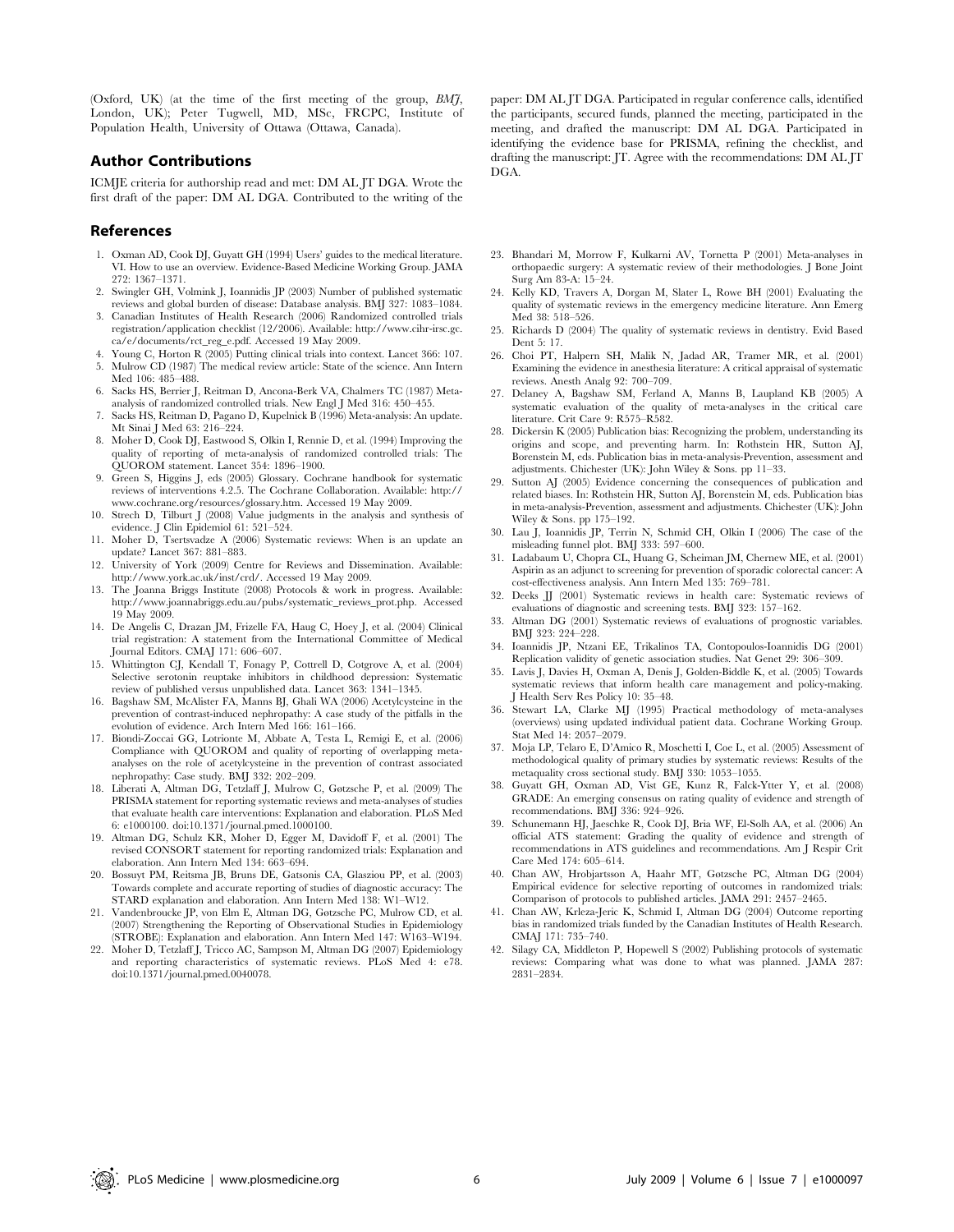(Oxford, UK) (at the time of the first meeting of the group, *BMJ*, London, UK); Peter Tugwell, MD, MSc, FRCPC, Institute of Population Health, University of Ottawa (Ottawa, Canada).

## Author Contributions

ICMJE criteria for authorship read and met: DM AL JT DGA. Wrote the first draft of the paper: DM AL DGA. Contributed to the writing of the paper: DM AL JT DGA. Participated in regular conference calls, identified the participants, secured funds, planned the meeting, participated in the meeting, and drafted the manuscript: DM AL DGA. Participated in identifying the evidence base for PRISMA, refining the checklist, and drafting the manuscript: JT. Agree with the recommendations: DM AL JT DGA.

## References

1. Oxman AD, Cook DJ, Guyatt GH (1994) Users' guides to the medical literature. VI. How to use an overview. Evidence-Based Medicine Working Group. JAMA 272: 1367–1371.
2. Swingler GH, Volmink J, Ioannidis JP (2003) Number of published systematic reviews and global burden of disease: Database analysis. BMJ 327: 1083–1084.
3. Canadian Institutes of Health Research (2006) Randomized controlled trials registration/application checklist (12/2006). Available: http://www.cihr-irsc.gc.ca/e/documents/rct_reg_e.pdf. Accessed 19 May 2009.
4. Young C, Horton R (2005) Putting clinical trials into context. Lancet 366: 107.
5. Mulrow CD (1987) The medical review article: State of the science. Ann Intern Med 106: 485–488.
6. Sacks HS, Berrier J, Reitman D, Ancona-Berk VA, Chalmers TC (1987) Meta-analysis of randomized controlled trials. New Engl J Med 316: 450–455.
7. Sacks HS, Reitman D, Pagano D, Kupelnick B (1996) Meta-analysis: An update. Mt Sinai J Med 63: 216–224.
8. Moher D, Cook DJ, Eastwood S, Olkin I, Rennie D, et al. (1994) Improving the quality of reporting of meta-analysis of randomized controlled trials: The QUOROM statement. Lancet 354: 1896–1900.
9. Green S, Higgins J, eds (2005) Glossary. Cochrane handbook for systematic reviews of interventions 4.2.5. The Cochrane Collaboration. Available: http://www.cochrane.org/resources/glossary.htm. Accessed 19 May 2009.
10. Strech D, Tilburt J (2008) Value judgments in the analysis and synthesis of evidence. J Clin Epidemiol 61: 521–524.
11. Moher D, Tsertsvadze A (2006) Systematic reviews: When is an update an update? Lancet 367: 881–883.
12. University of York (2009) Centre for Reviews and Dissemination. Available: http://www.york.ac.uk/inst/crd/. Accessed 19 May 2009.
13. The Joanna Briggs Institute (2008) Protocols & work in progress. Available: http://www.joannabriggs.edu.au/pubs/systematic_reviews_prot.php. Accessed 19 May 2009.
14. De Angelis C, Drazan JM, Frizelle FA, Haug C, Hoey J, et al. (2004) Clinical trial registration: A statement from the International Committee of Medical Journal Editors. CMAJ 171: 606–607.
15. Whittington CJ, Kendall T, Fonagy P, Cottrell D, Cotgrove A, et al. (2004) Selective serotonin reuptake inhibitors in childhood depression: Systematic review of published versus unpublished data. Lancet 363: 1341–1345.
16. Bagshaw SM, McAlister FA, Manns BJ, Ghali WA (2006) Acetylcysteine in the prevention of contrast-induced nephropathy: A case study of the pitfalls in the evolution of evidence. Arch Intern Med 166: 161–166.
17. Biondi-Zoccai GG, Lotrionte M, Abbate A, Testa L, Remigi E, et al. (2006) Compliance with QUOROM and quality of reporting of overlapping meta-analyses on the role of acetylcysteine in the prevention of contrast associated nephropathy: Case study. BMJ 332: 202–209.
18. Liberati A, Altman DG, Tetzlaff J, Mulrow C, Gøtzsche P, et al. (2009) The PRISMA statement for reporting systematic reviews and meta-analyses of studies that evaluate health care interventions: Explanation and elaboration. PLoS Med 6: e1000100. doi:10.1371/journal.pmed.1000100.
19. Altman DG, Schulz KR, Moher D, Egger M, Davidoff F, et al. (2001) The revised CONSORT statement for reporting randomized trials: Explanation and elaboration. Ann Intern Med 134: 663–694.
20. Bossuyt PM, Reitsma JB, Bruns DE, Gatsonis CA, Glasziou PP, et al. (2003) Towards complete and accurate reporting of studies of diagnostic accuracy: The STARD explanation and elaboration. Ann Intern Med 138: W1–W12.
21. Vandenbroucke JP, von Elm E, Altman DG, Gøtzsche PC, Mulrow CD, et al. (2007) Strengthening the Reporting of Observational Studies in Epidemiology (STROBE): Explanation and elaboration. Ann Intern Med 147: W163–W194.
22. Moher D, Tetzlaff J, Tricco AC, Sampson M, Altman DG (2007) Epidemiology and reporting characteristics of systematic reviews. PLoS Med 4: e78. doi:10.1371/journal.pmed.0040078.
23. Bhandari M, Morrow F, Kulkarni AV, Tornetta P (2001) Meta-analyses in orthopaedic surgery: A systematic review of their methodologies. J Bone Joint Surg Am 83-A: 15–24.
24. Kelly KD, Travers A, Dorgan M, Slater L, Rowe BH (2001) Evaluating the quality of systematic reviews in the emergency medicine literature. Ann Emerg Med 38: 518–526.
25. Richards D (2004) The quality of systematic reviews in dentistry. Evid Based Dent 5: 17.
26. Choi PT, Halpern SH, Malik N, Jadad AR, Tramer MR, et al. (2001) Examining the evidence in anesthesia literature: A critical appraisal of systematic reviews. Anesth Analg 92: 700–709.
27. Delaney A, Bagshaw SM, Ferland A, Manns B, Laupland KB (2005) A systematic evaluation of the quality of meta-analyses in the critical care literature. Crit Care 9: R575–R582.
28. Dickersin K (2005) Publication bias: Recognizing the problem, understanding its origins and scope, and preventing harm. In: Rothstein HR, Sutton AJ, Borenstein M, eds. Publication bias in meta-analysis-Prevention, assessment and adjustments. Chichester (UK): John Wiley & Sons. pp 11–33.
29. Sutton AJ (2005) Evidence concerning the consequences of publication and related biases. In: Rothstein HR, Sutton AJ, Borenstein M, eds. Publication bias in meta-analysis-Prevention, assessment and adjustments. Chichester (UK): John Wiley & Sons. pp 175–192.
30. Lau J, Ioannidis JP, Terrin N, Schmid CH, Olkin I (2006) The case of the misleading funnel plot. BMJ 333: 597–600.
31. Ladabaum U, Chopra CL, Huang G, Scheiman JM, Chernew ME, et al. (2001) Aspirin as an adjunct to screening for prevention of sporadic colorectal cancer: A cost-effectiveness analysis. Ann Intern Med 135: 769–781.
32. Deeks JJ (2001) Systematic reviews in health care: Systematic reviews of evaluations of diagnostic and screening tests. BMJ 323: 157–162.
33. Altman DG (2001) Systematic reviews of evaluations of prognostic variables. BMJ 323: 224–228.
34. Ioannidis JP, Ntzani EE, Trikalinos TA, Contopoulos-Ioannidis DG (2001) Replication validity of genetic association studies. Nat Genet 29: 306–309.
35. Lavis J, Davies H, Oxman A, Denis J, Golden-Biddle K, et al. (2005) Towards systematic reviews that inform health care management and policy-making. J Health Serv Res Policy 10: 35–48.
36. Stewart LA, Clarke MJ (1995) Practical methodology of meta-analyses (overviews) using updated individual patient data. Cochrane Working Group. Stat Med 14: 2057–2079.
37. Moja LP, Telaro E, D'Amico R, Moschetti I, Coe L, et al. (2005) Assessment of methodological quality of primary studies by systematic reviews: Results of the metaquality cross sectional study. BMJ 330: 1053–1055.
38. Guyatt GH, Oxman AD, Vist GE, Kunz R, Falck-Ytter Y, et al. (2008) GRADE: An emerging consensus on rating quality of evidence and strength of recommendations. BMJ 336: 924–926.
39. Schunemann HJ, Jaeschke R, Cook DJ, Bria WF, El-Solh AA, et al. (2006) An official ATS statement: Grading the quality of evidence and strength of recommendations in ATS guidelines and recommendations. Am J Respir Crit Care Med 174: 605–614.
40. Chan AW, Hrobjartsson A, Haahr MT, Gøtzsche PC, Altman DG (2004) Empirical evidence for selective reporting of outcomes in randomized trials: Comparison of protocols to published articles. JAMA 291: 2457–2465.
41. Chan AW, Krleza-Jeric K, Schmid I, Altman DG (2004) Outcome reporting bias in randomized trials funded by the Canadian Institutes of Health Research. CMAJ 171: 735–740.
42. Silagy CA, Middleton P, Hopewell S (2002) Publishing protocols of systematic reviews: Comparing what was done to what was planned. JAMA 287: 2831–2834.